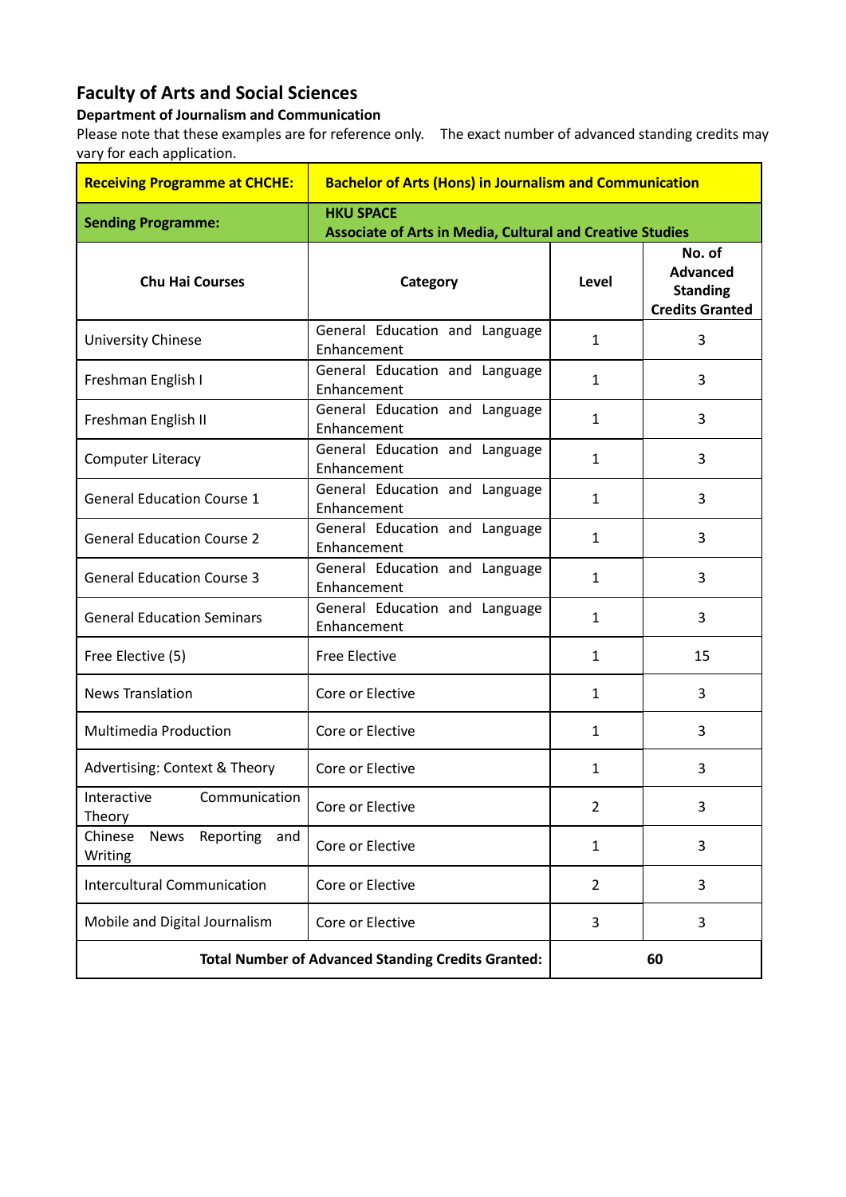## Faculty of Arts and Social Sciences

### Department of Journalism and Communication

Please note that these examples are for reference only. The exact number of advanced standing credits may vary for each application.

| **Receiving Programme at CHCHE:** | **Bachelor of Arts (Hons) in Journalism and Communication** | | |
|---|---|---|---|
| **Sending Programme:** | **HKU SPACE Associate of Arts in Media, Cultural and Creative Studies** | | |
| **Chu Hai Courses** | **Category** | **Level** | **No. of Advanced Standing Credits Granted** |
| University Chinese | General Education and Language Enhancement | 1 | 3 |
| Freshman English I | General Education and Language Enhancement | 1 | 3 |
| Freshman English II | General Education and Language Enhancement | 1 | 3 |
| Computer Literacy | General Education and Language Enhancement | 1 | 3 |
| General Education Course 1 | General Education and Language Enhancement | 1 | 3 |
| General Education Course 2 | General Education and Language Enhancement | 1 | 3 |
| General Education Course 3 | General Education and Language Enhancement | 1 | 3 |
| General Education Seminars | General Education and Language Enhancement | 1 | 3 |
| Free Elective (5) | Free Elective | 1 | 15 |
| News Translation | Core or Elective | 1 | 3 |
| Multimedia Production | Core or Elective | 1 | 3 |
| Advertising: Context & Theory | Core or Elective | 1 | 3 |
| Interactive Communication Theory | Core or Elective | 2 | 3 |
| Chinese News Reporting and Writing | Core or Elective | 1 | 3 |
| Intercultural Communication | Core or Elective | 2 | 3 |
| Mobile and Digital Journalism | Core or Elective | 3 | 3 |
| **Total Number of Advanced Standing Credits Granted:** | | **60** | |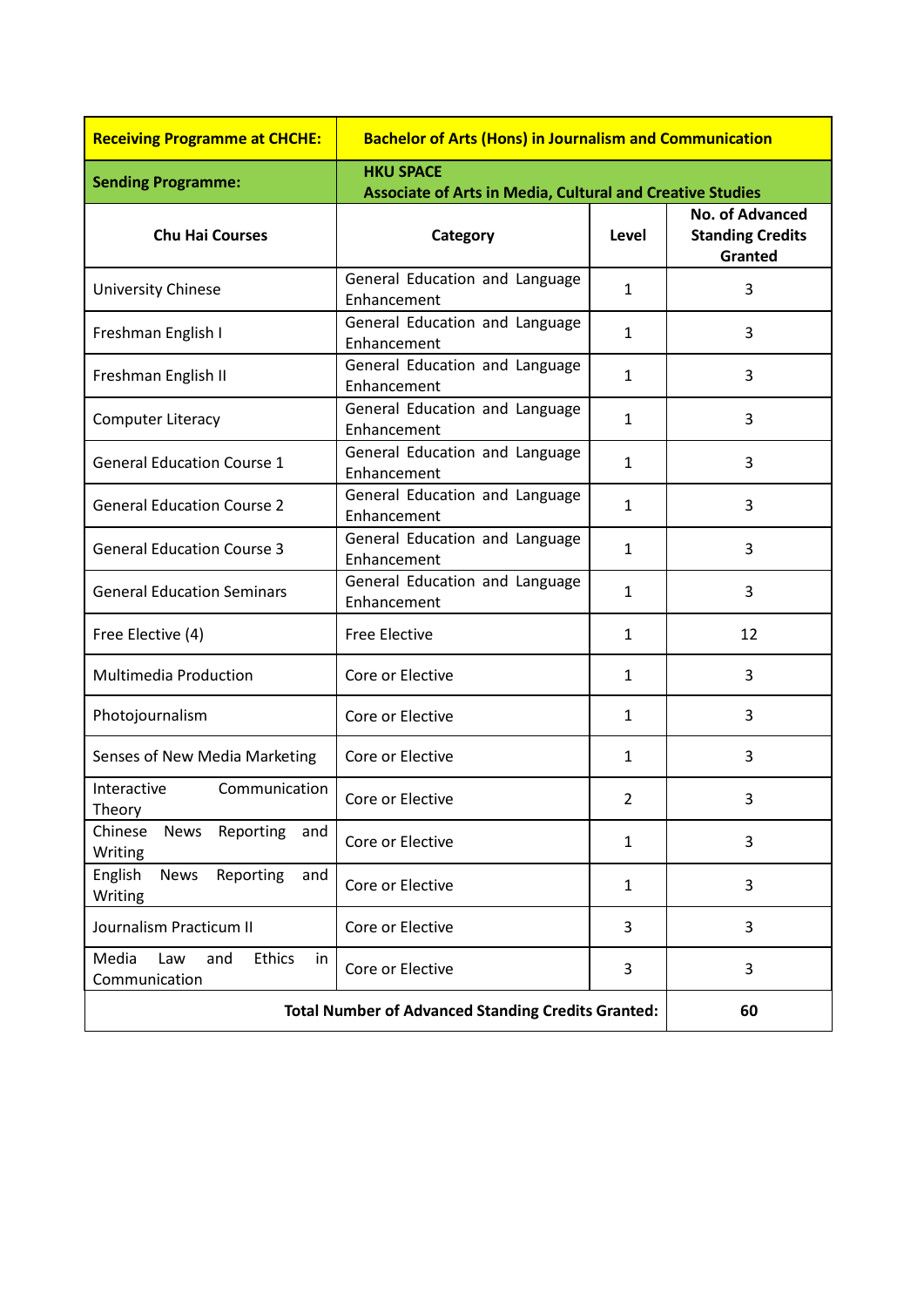| **Receiving Programme at CHCHE:** | **Bachelor of Arts (Hons) in Journalism and Communication** | | |
|---|---|---|---|
| **Sending Programme:** | **HKU SPACE<br>Associate of Arts in Media, Cultural and Creative Studies** | | |
| **Chu Hai Courses** | **Category** | **Level** | **No. of Advanced Standing Credits Granted** |
| University Chinese | General Education and Language Enhancement | 1 | 3 |
| Freshman English I | General Education and Language Enhancement | 1 | 3 |
| Freshman English II | General Education and Language Enhancement | 1 | 3 |
| Computer Literacy | General Education and Language Enhancement | 1 | 3 |
| General Education Course 1 | General Education and Language Enhancement | 1 | 3 |
| General Education Course 2 | General Education and Language Enhancement | 1 | 3 |
| General Education Course 3 | General Education and Language Enhancement | 1 | 3 |
| General Education Seminars | General Education and Language Enhancement | 1 | 3 |
| Free Elective (4) | Free Elective | 1 | 12 |
| Multimedia Production | Core or Elective | 1 | 3 |
| Photojournalism | Core or Elective | 1 | 3 |
| Senses of New Media Marketing | Core or Elective | 1 | 3 |
| Interactive Communication Theory | Core or Elective | 2 | 3 |
| Chinese News Reporting and Writing | Core or Elective | 1 | 3 |
| English News Reporting and Writing | Core or Elective | 1 | 3 |
| Journalism Practicum II | Core or Elective | 3 | 3 |
| Media Law and Ethics in Communication | Core or Elective | 3 | 3 |
| **Total Number of Advanced Standing Credits Granted:** | | | **60** |